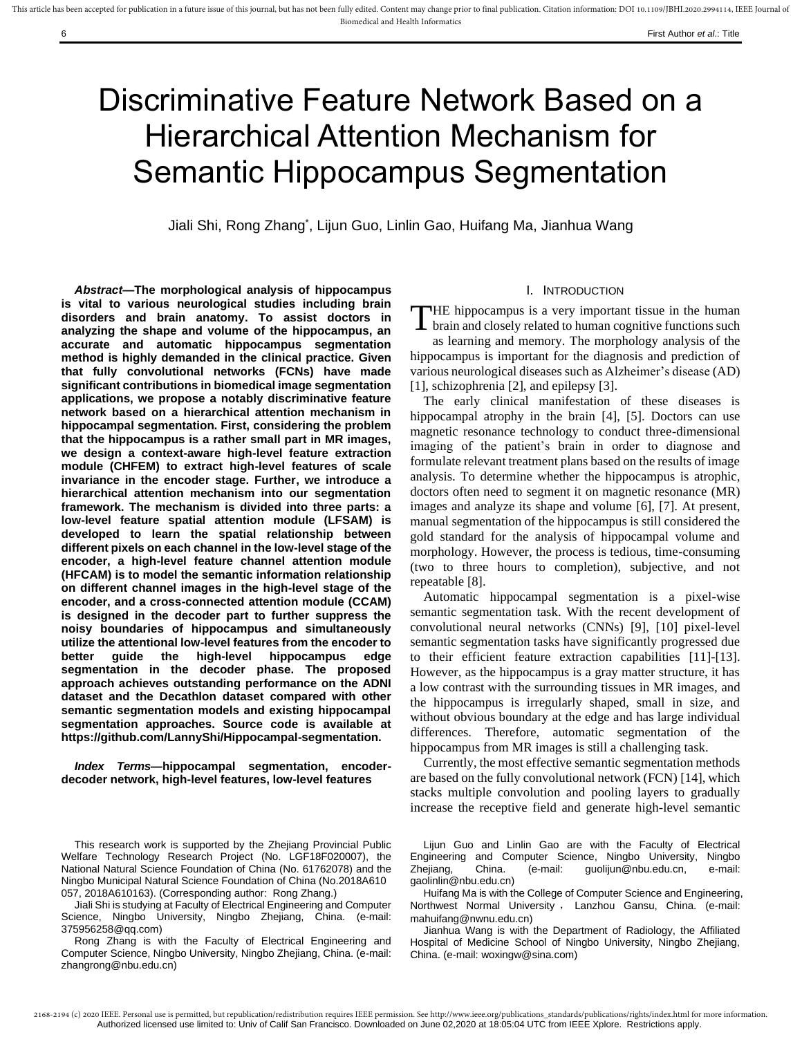# Discriminative Feature Network Based on a Hierarchical Attention Mechanism for Semantic Hippocampus Segmentation

Jiali Shi, Rong Zhang*, Lijun Guo, Linlin Gao, Huifang Ma, Jianhua Wang

***Abstract*—The morphological analysis of hippocampus is vital to various neurological studies including brain disorders and brain anatomy. To assist doctors in analyzing the shape and volume of the hippocampus, an accurate and automatic hippocampus segmentation method is highly demanded in the clinical practice. Given that fully convolutional networks (FCNs) have made significant contributions in biomedical image segmentation applications, we propose a notably discriminative feature network based on a hierarchical attention mechanism in hippocampal segmentation. First, considering the problem that the hippocampus is a rather small part in MR images, we design a context-aware high-level feature extraction module (CHFEM) to extract high-level features of scale invariance in the encoder stage. Further, we introduce a hierarchical attention mechanism into our segmentation framework. The mechanism is divided into three parts: a low-level feature spatial attention module (LFSAM) is developed to learn the spatial relationship between different pixels on each channel in the low-level stage of the encoder, a high-level feature channel attention module (HFCAM) is to model the semantic information relationship on different channel images in the high-level stage of the encoder, and a cross-connected attention module (CCAM) is designed in the decoder part to further suppress the noisy boundaries of hippocampus and simultaneously utilize the attentional low-level features from the encoder to better guide the high-level hippocampus edge segmentation in the decoder phase. The proposed approach achieves outstanding performance on the ADNI dataset and the Decathlon dataset compared with other semantic segmentation models and existing hippocampal segmentation approaches. Source code is available at https://github.com/LannyShi/Hippocampal-segmentation.**

***Index Terms*—hippocampal segmentation, encoder-decoder network, high-level features, low-level features**

This research work is supported by the Zhejiang Provincial Public Welfare Technology Research Project (No. LGF18F020007), the National Natural Science Foundation of China (No. 61762078) and the Ningbo Municipal Natural Science Foundation of China (No.2018A610057, 2018A610163). (Corresponding author: Rong Zhang.)

Jiali Shi is studying at Faculty of Electrical Engineering and Computer Science, Ningbo University, Ningbo Zhejiang, China. (e-mail: 375956258@qq.com)

Rong Zhang is with the Faculty of Electrical Engineering and Computer Science, Ningbo University, Ningbo Zhejiang, China. (e-mail: zhangrong@nbu.edu.cn)

Lijun Guo and Linlin Gao are with the Faculty of Electrical Engineering and Computer Science, Ningbo University, Ningbo Zhejiang, China. (e-mail: guolijun@nbu.edu.cn, e-mail: gaolinlin@nbu.edu.cn)

Huifang Ma is with the College of Computer Science and Engineering, Northwest Normal University, Lanzhou Gansu, China. (e-mail: mahuifang@nwnu.edu.cn)

Jianhua Wang is with the Department of Radiology, the Affiliated Hospital of Medicine School of Ningbo University, Ningbo Zhejiang, China. (e-mail: woxingw@sina.com)

## I. INTRODUCTION

THE hippocampus is a very important tissue in the human brain and closely related to human cognitive functions such as learning and memory. The morphology analysis of the hippocampus is important for the diagnosis and prediction of various neurological diseases such as Alzheimer's disease (AD) [1], schizophrenia [2], and epilepsy [3].

The early clinical manifestation of these diseases is hippocampal atrophy in the brain [4], [5]. Doctors can use magnetic resonance technology to conduct three-dimensional imaging of the patient's brain in order to diagnose and formulate relevant treatment plans based on the results of image analysis. To determine whether the hippocampus is atrophic, doctors often need to segment it on magnetic resonance (MR) images and analyze its shape and volume [6], [7]. At present, manual segmentation of the hippocampus is still considered the gold standard for the analysis of hippocampal volume and morphology. However, the process is tedious, time-consuming (two to three hours to completion), subjective, and not repeatable [8].

Automatic hippocampal segmentation is a pixel-wise semantic segmentation task. With the recent development of convolutional neural networks (CNNs) [9], [10] pixel-level semantic segmentation tasks have significantly progressed due to their efficient feature extraction capabilities [11]-[13]. However, as the hippocampus is a gray matter structure, it has a low contrast with the surrounding tissues in MR images, and the hippocampus is irregularly shaped, small in size, and without obvious boundary at the edge and has large individual differences. Therefore, automatic segmentation of the hippocampus from MR images is still a challenging task.

Currently, the most effective semantic segmentation methods are based on the fully convolutional network (FCN) [14], which stacks multiple convolution and pooling layers to gradually increase the receptive field and generate high-level semantic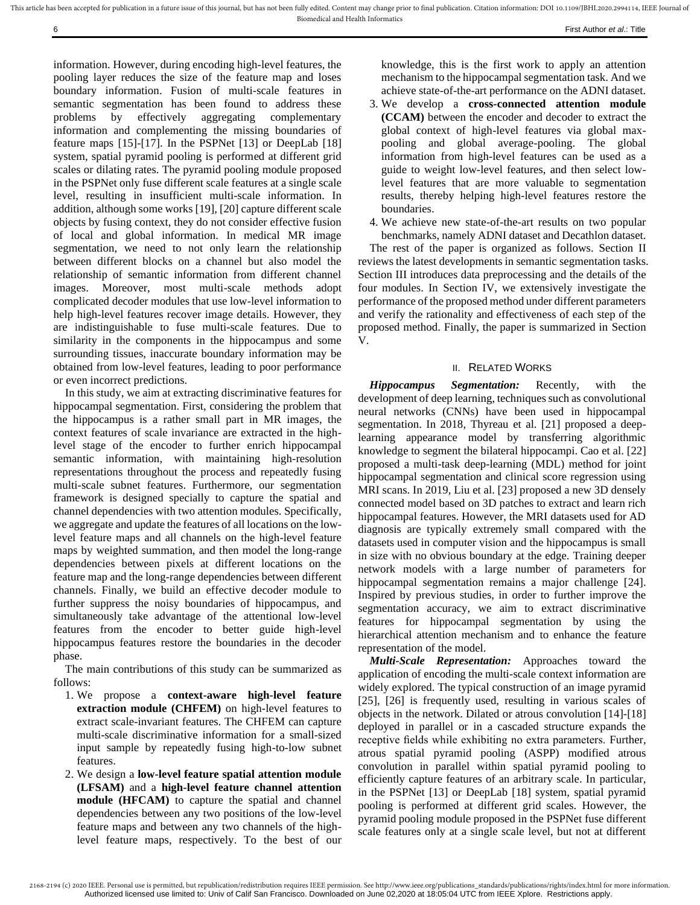information. However, during encoding high-level features, the pooling layer reduces the size of the feature map and loses boundary information. Fusion of multi-scale features in semantic segmentation has been found to address these problems by effectively aggregating complementary information and complementing the missing boundaries of feature maps [15]-[17]. In the PSPNet [13] or DeepLab [18] system, spatial pyramid pooling is performed at different grid scales or dilating rates. The pyramid pooling module proposed in the PSPNet only fuse different scale features at a single scale level, resulting in insufficient multi-scale information. In addition, although some works [19], [20] capture different scale objects by fusing context, they do not consider effective fusion of local and global information. In medical MR image segmentation, we need to not only learn the relationship between different blocks on a channel but also model the relationship of semantic information from different channel images. Moreover, most multi-scale methods adopt complicated decoder modules that use low-level information to help high-level features recover image details. However, they are indistinguishable to fuse multi-scale features. Due to similarity in the components in the hippocampus and some surrounding tissues, inaccurate boundary information may be obtained from low-level features, leading to poor performance or even incorrect predictions.

In this study, we aim at extracting discriminative features for hippocampal segmentation. First, considering the problem that the hippocampus is a rather small part in MR images, the context features of scale invariance are extracted in the high-level stage of the encoder to further enrich hippocampal semantic information, with maintaining high-resolution representations throughout the process and repeatedly fusing multi-scale subnet features. Furthermore, our segmentation framework is designed specially to capture the spatial and channel dependencies with two attention modules. Specifically, we aggregate and update the features of all locations on the low-level feature maps and all channels on the high-level feature maps by weighted summation, and then model the long-range dependencies between pixels at different locations on the feature map and the long-range dependencies between different channels. Finally, we build an effective decoder module to further suppress the noisy boundaries of hippocampus, and simultaneously take advantage of the attentional low-level features from the encoder to better guide high-level hippocampus features restore the boundaries in the decoder phase.

The main contributions of this study can be summarized as follows:

1. We propose a **context-aware high-level feature extraction module (CHFEM)** on high-level features to extract scale-invariant features. The CHFEM can capture multi-scale discriminative information for a small-sized input sample by repeatedly fusing high-to-low subnet features.
2. We design a **low-level feature spatial attention module (LFSAM)** and a **high-level feature channel attention module (HFCAM)** to capture the spatial and channel dependencies between any two positions of the low-level feature maps and between any two channels of the high-level feature maps, respectively. To the best of our knowledge, this is the first work to apply an attention mechanism to the hippocampal segmentation task. And we achieve state-of-the-art performance on the ADNI dataset.
3. We develop a **cross-connected attention module (CCAM)** between the encoder and decoder to extract the global context of high-level features via global max-pooling and global average-pooling. The global information from high-level features can be used as a guide to weight low-level features, and then select low-level features that are more valuable to segmentation results, thereby helping high-level features restore the boundaries.
4. We achieve new state-of-the-art results on two popular benchmarks, namely ADNI dataset and Decathlon dataset.

The rest of the paper is organized as follows. Section II reviews the latest developments in semantic segmentation tasks. Section III introduces data preprocessing and the details of the four modules. In Section IV, we extensively investigate the performance of the proposed method under different parameters and verify the rationality and effectiveness of each step of the proposed method. Finally, the paper is summarized in Section V.

## II. Related Works

***Hippocampus Segmentation:*** Recently, with the development of deep learning, techniques such as convolutional neural networks (CNNs) have been used in hippocampal segmentation. In 2018, Thyreau et al. [21] proposed a deep-learning appearance model by transferring algorithmic knowledge to segment the bilateral hippocampi. Cao et al. [22] proposed a multi-task deep-learning (MDL) method for joint hippocampal segmentation and clinical score regression using MRI scans. In 2019, Liu et al. [23] proposed a new 3D densely connected model based on 3D patches to extract and learn rich hippocampal features. However, the MRI datasets used for AD diagnosis are typically extremely small compared with the datasets used in computer vision and the hippocampus is small in size with no obvious boundary at the edge. Training deeper network models with a large number of parameters for hippocampal segmentation remains a major challenge [24]. Inspired by previous studies, in order to further improve the segmentation accuracy, we aim to extract discriminative features for hippocampal segmentation by using the hierarchical attention mechanism and to enhance the feature representation of the model.

***Multi-Scale Representation:*** Approaches toward the application of encoding the multi-scale context information are widely explored. The typical construction of an image pyramid [25], [26] is frequently used, resulting in various scales of objects in the network. Dilated or atrous convolution [14]-[18] deployed in parallel or in a cascaded structure expands the receptive fields while exhibiting no extra parameters. Further, atrous spatial pyramid pooling (ASPP) modified atrous convolution in parallel within spatial pyramid pooling to efficiently capture features of an arbitrary scale. In particular, in the PSPNet [13] or DeepLab [18] system, spatial pyramid pooling is performed at different grid scales. However, the pyramid pooling module proposed in the PSPNet fuse different scale features only at a single scale level, but not at different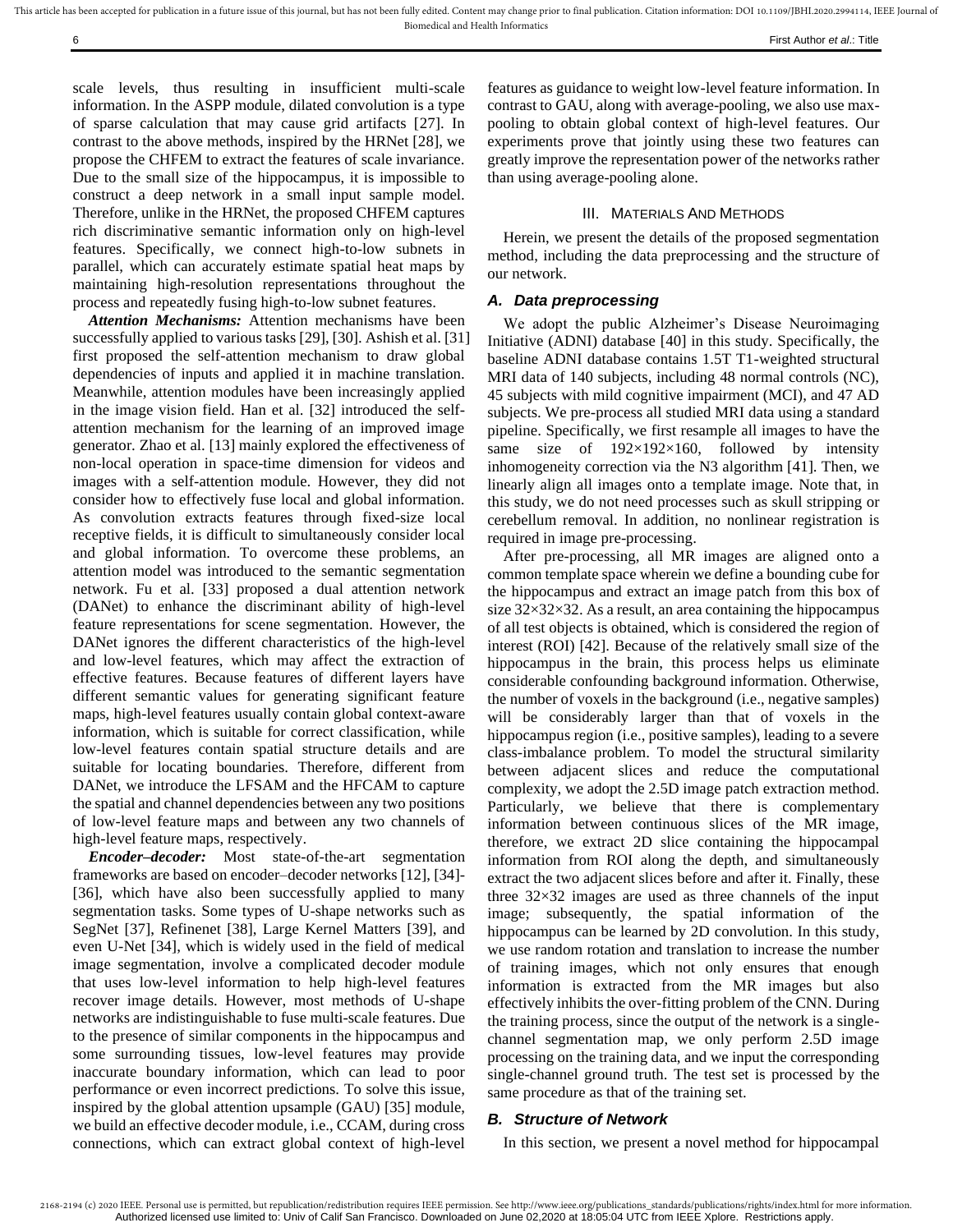scale levels, thus resulting in insufficient multi-scale information. In the ASPP module, dilated convolution is a type of sparse calculation that may cause grid artifacts [27]. In contrast to the above methods, inspired by the HRNet [28], we propose the CHFEM to extract the features of scale invariance. Due to the small size of the hippocampus, it is impossible to construct a deep network in a small input sample model. Therefore, unlike in the HRNet, the proposed CHFEM captures rich discriminative semantic information only on high-level features. Specifically, we connect high-to-low subnets in parallel, which can accurately estimate spatial heat maps by maintaining high-resolution representations throughout the process and repeatedly fusing high-to-low subnet features.

***Attention Mechanisms:*** Attention mechanisms have been successfully applied to various tasks [29], [30]. Ashish et al. [31] first proposed the self-attention mechanism to draw global dependencies of inputs and applied it in machine translation. Meanwhile, attention modules have been increasingly applied in the image vision field. Han et al. [32] introduced the self-attention mechanism for the learning of an improved image generator. Zhao et al. [13] mainly explored the effectiveness of non-local operation in space-time dimension for videos and images with a self-attention module. However, they did not consider how to effectively fuse local and global information. As convolution extracts features through fixed-size local receptive fields, it is difficult to simultaneously consider local and global information. To overcome these problems, an attention model was introduced to the semantic segmentation network. Fu et al. [33] proposed a dual attention network (DANet) to enhance the discriminant ability of high-level feature representations for scene segmentation. However, the DANet ignores the different characteristics of the high-level and low-level features, which may affect the extraction of effective features. Because features of different layers have different semantic values for generating significant feature maps, high-level features usually contain global context-aware information, which is suitable for correct classification, while low-level features contain spatial structure details and are suitable for locating boundaries. Therefore, different from DANet, we introduce the LFSAM and the HFCAM to capture the spatial and channel dependencies between any two positions of low-level feature maps and between any two channels of high-level feature maps, respectively.

***Encoder–decoder:*** Most state-of-the-art segmentation frameworks are based on encoder–decoder networks [12], [34]-[36], which have also been successfully applied to many segmentation tasks. Some types of U-shape networks such as SegNet [37], Refinenet [38], Large Kernel Matters [39], and even U-Net [34], which is widely used in the field of medical image segmentation, involve a complicated decoder module that uses low-level information to help high-level features recover image details. However, most methods of U-shape networks are indistinguishable to fuse multi-scale features. Due to the presence of similar components in the hippocampus and some surrounding tissues, low-level features may provide inaccurate boundary information, which can lead to poor performance or even incorrect predictions. To solve this issue, inspired by the global attention upsample (GAU) [35] module, we build an effective decoder module, i.e., CCAM, during cross connections, which can extract global context of high-level features as guidance to weight low-level feature information. In contrast to GAU, along with average-pooling, we also use max-pooling to obtain global context of high-level features. Our experiments prove that jointly using these two features can greatly improve the representation power of the networks rather than using average-pooling alone.

## III. Materials And Methods

Herein, we present the details of the proposed segmentation method, including the data preprocessing and the structure of our network.

### *A. Data preprocessing*

We adopt the public Alzheimer's Disease Neuroimaging Initiative (ADNI) database [40] in this study. Specifically, the baseline ADNI database contains 1.5T T1-weighted structural MRI data of 140 subjects, including 48 normal controls (NC), 45 subjects with mild cognitive impairment (MCI), and 47 AD subjects. We pre-process all studied MRI data using a standard pipeline. Specifically, we first resample all images to have the same size of $192\times192\times160$, followed by intensity inhomogeneity correction via the N3 algorithm [41]. Then, we linearly align all images onto a template image. Note that, in this study, we do not need processes such as skull stripping or cerebellum removal. In addition, no nonlinear registration is required in image pre-processing.

After pre-processing, all MR images are aligned onto a common template space wherein we define a bounding cube for the hippocampus and extract an image patch from this box of size $32\times32\times32$. As a result, an area containing the hippocampus of all test objects is obtained, which is considered the region of interest (ROI) [42]. Because of the relatively small size of the hippocampus in the brain, this process helps us eliminate considerable confounding background information. Otherwise, the number of voxels in the background (i.e., negative samples) will be considerably larger than that of voxels in the hippocampus region (i.e., positive samples), leading to a severe class-imbalance problem. To model the structural similarity between adjacent slices and reduce the computational complexity, we adopt the 2.5D image patch extraction method. Particularly, we believe that there is complementary information between continuous slices of the MR image, therefore, we extract 2D slice containing the hippocampal information from ROI along the depth, and simultaneously extract the two adjacent slices before and after it. Finally, these three $32\times32$ images are used as three channels of the input image; subsequently, the spatial information of the hippocampus can be learned by 2D convolution. In this study, we use random rotation and translation to increase the number of training images, which not only ensures that enough information is extracted from the MR images but also effectively inhibits the over-fitting problem of the CNN. During the training process, since the output of the network is a single-channel segmentation map, we only perform 2.5D image processing on the training data, and we input the corresponding single-channel ground truth. The test set is processed by the same procedure as that of the training set.

### *B. Structure of Network*

In this section, we present a novel method for hippocampal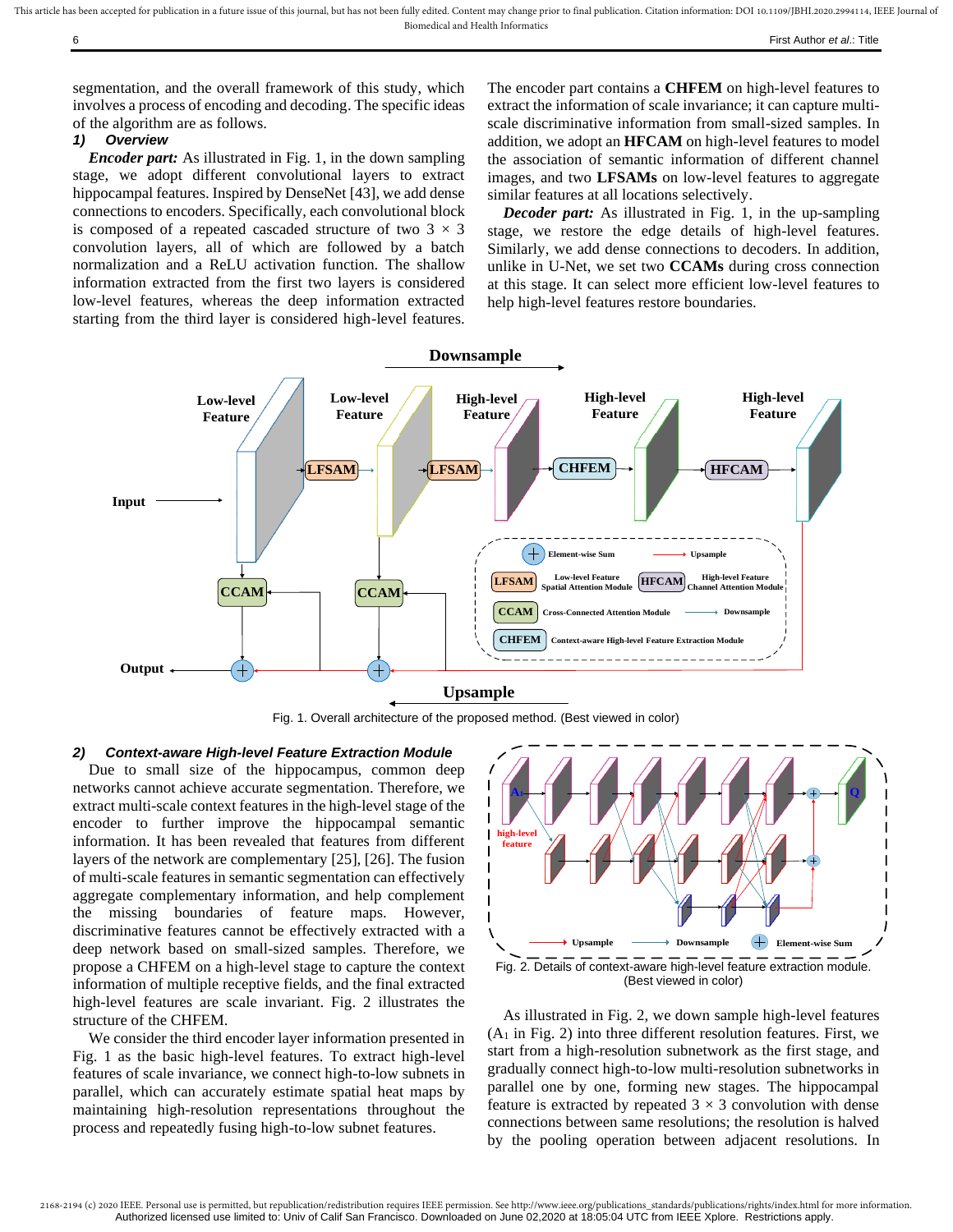segmentation, and the overall framework of this study, which involves a process of encoding and decoding. The specific ideas of the algorithm are as follows.

### *1) Overview*

***Encoder part:*** As illustrated in Fig. 1, in the down sampling stage, we adopt different convolutional layers to extract hippocampal features. Inspired by DenseNet [43], we add dense connections to encoders. Specifically, each convolutional block is composed of a repeated cascaded structure of two 3 × 3 convolution layers, all of which are followed by a batch normalization and a ReLU activation function. The shallow information extracted from the first two layers is considered low-level features, whereas the deep information extracted starting from the third layer is considered high-level features. The encoder part contains a **CHFEM** on high-level features to extract the information of scale invariance; it can capture multi-scale discriminative information from small-sized samples. In addition, we adopt an **HFCAM** on high-level features to model the association of semantic information of different channel images, and two **LFSAMs** on low-level features to aggregate similar features at all locations selectively.

***Decoder part:*** As illustrated in Fig. 1, in the up-sampling stage, we restore the edge details of high-level features. Similarly, we add dense connections to decoders. In addition, unlike in U-Net, we set two **CCAMs** during cross connection at this stage. It can select more efficient low-level features to help high-level features restore boundaries.

Fig. 1. Overall architecture of the proposed method. (Best viewed in color)

### *2) Context-aware High-level Feature Extraction Module*

Due to small size of the hippocampus, common deep networks cannot achieve accurate segmentation. Therefore, we extract multi-scale context features in the high-level stage of the encoder to further improve the hippocampal semantic information. It has been revealed that features from different layers of the network are complementary [25], [26]. The fusion of multi-scale features in semantic segmentation can effectively aggregate complementary information, and help complement the missing boundaries of feature maps. However, discriminative features cannot be effectively extracted with a deep network based on small-sized samples. Therefore, we propose a CHFEM on a high-level stage to capture the context information of multiple receptive fields, and the final extracted high-level features are scale invariant. Fig. 2 illustrates the structure of the CHFEM.

We consider the third encoder layer information presented in Fig. 1 as the basic high-level features. To extract high-level features of scale invariance, we connect high-to-low subnets in parallel, which can accurately estimate spatial heat maps by maintaining high-resolution representations throughout the process and repeatedly fusing high-to-low subnet features.

Fig. 2. Details of context-aware high-level feature extraction module. (Best viewed in color)

As illustrated in Fig. 2, we down sample high-level features ($A_1$ in Fig. 2) into three different resolution features. First, we start from a high-resolution subnetwork as the first stage, and gradually connect high-to-low multi-resolution subnetworks in parallel one by one, forming new stages. The hippocampal feature is extracted by repeated 3 × 3 convolution with dense connections between same resolutions; the resolution is halved by the pooling operation between adjacent resolutions. In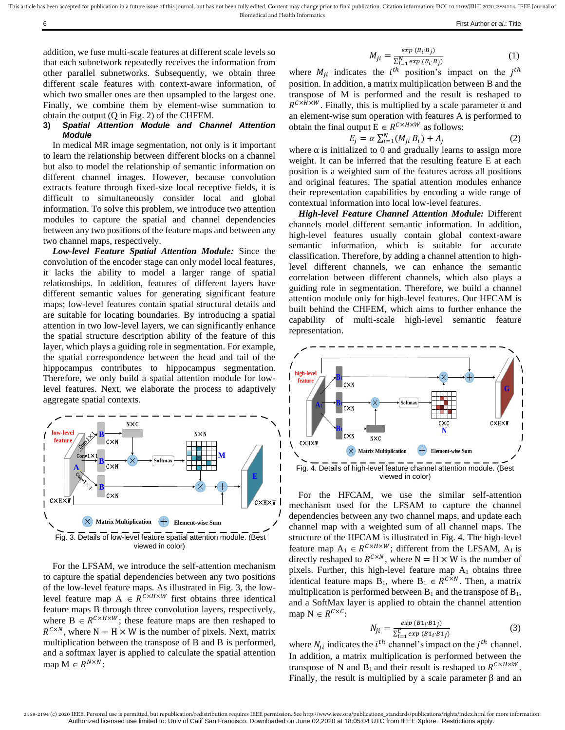addition, we fuse multi-scale features at different scale levels so that each subnetwork repeatedly receives the information from other parallel subnetworks. Subsequently, we obtain three different scale features with context-aware information, of which two smaller ones are then upsampled to the largest one. Finally, we combine them by element-wise summation to obtain the output (Q in Fig. 2) of the CHFEM.

### 3) *Spatial Attention Module and Channel Attention Module*

In medical MR image segmentation, not only is it important to learn the relationship between different blocks on a channel but also to model the relationship of semantic information on different channel images. However, because convolution extracts feature through fixed-size local receptive fields, it is difficult to simultaneously consider local and global information. To solve this problem, we introduce two attention modules to capture the spatial and channel dependencies between any two positions of the feature maps and between any two channel maps, respectively.

***Low-level Feature Spatial Attention Module:*** Since the convolution of the encoder stage can only model local features, it lacks the ability to model a larger range of spatial relationships. In addition, features of different layers have different semantic values for generating significant feature maps; low-level features contain spatial structural details and are suitable for locating boundaries. By introducing a spatial attention in two low-level layers, we can significantly enhance the spatial structure description ability of the feature of this layer, which plays a guiding role in segmentation. For example, the spatial correspondence between the head and tail of the hippocampus contributes to hippocampus segmentation. Therefore, we only build a spatial attention module for low-level features. Next, we elaborate the process to adaptively aggregate spatial contexts.

Fig. 3. Details of low-level feature spatial attention module. (Best viewed in color)

For the LFSAM, we introduce the self-attention mechanism to capture the spatial dependencies between any two positions of the low-level feature maps. As illustrated in Fig. 3, the low-level feature map $A \in R^{C\times H\times W}$ first obtains three identical feature maps B through three convolution layers, respectively, where $B \in R^{C\times H\times W}$; these feature maps are then reshaped to $R^{C\times N}$, where $N = H \times W$ is the number of pixels. Next, matrix multiplication between the transpose of B and B is performed, and a softmax layer is applied to calculate the spatial attention map $M \in R^{N\times N}$:

$$M_{ji} = \frac{exp\ (B_i \cdot B_j)}{\sum_{i=1}^{N} exp\ (B_i \cdot B_j)} \tag{1}$$

where $M_{ji}$ indicates the $i^{th}$ position's impact on the $j^{th}$ position. In addition, a matrix multiplication between B and the transpose of M is performed and the result is reshaped to $R^{C\times H\times W}$. Finally, this is multiplied by a scale parameter α and an element-wise sum operation with features A is performed to obtain the final output $E \in R^{C\times H\times W}$ as follows:

$$E_j = \alpha \sum_{i=1}^{N} (M_{ji}\, B_i) + A_j \tag{2}$$

where α is initialized to 0 and gradually learns to assign more weight. It can be inferred that the resulting feature E at each position is a weighted sum of the features across all positions and original features. The spatial attention modules enhance their representation capabilities by encoding a wide range of contextual information into local low-level features.

***High-level Feature Channel Attention Module:*** Different channels model different semantic information. In addition, high-level features usually contain global context-aware semantic information, which is suitable for accurate classification. Therefore, by adding a channel attention to high-level different channels, we can enhance the semantic correlation between different channels, which also plays a guiding role in segmentation. Therefore, we build a channel attention module only for high-level features. Our HFCAM is built behind the CHFEM, which aims to further enhance the capability of multi-scale high-level semantic feature representation.

Fig. 4. Details of high-level feature channel attention module. (Best viewed in color)

For the HFCAM, we use the similar self-attention mechanism used for the LFSAM to capture the channel dependencies between any two channel maps, and update each channel map with a weighted sum of all channel maps. The structure of the HFCAM is illustrated in Fig. 4. The high-level feature map $A_1 \in R^{C\times H\times W}$; different from the LFSAM, $A_1$ is directly reshaped to $R^{C\times N}$, where $N = H \times W$ is the number of pixels. Further, this high-level feature map $A_1$ obtains three identical feature maps $B_1$, where $B_1 \in R^{C\times N}$. Then, a matrix multiplication is performed between $B_1$ and the transpose of $B_1$, and a SoftMax layer is applied to obtain the channel attention map $N \in R^{C\times C}$:

$$N_{ji} = \frac{exp\ (B1_i \cdot B1_j)}{\sum_{i=1}^{C} exp\ (B1_i \cdot B1_j)} \tag{3}$$

where $N_{ji}$ indicates the $i^{th}$ channel's impact on the $j^{th}$ channel. In addition, a matrix multiplication is performed between the transpose of N and $B_1$ and their result is reshaped to $R^{C\times H\times W}$. Finally, the result is multiplied by a scale parameter β and an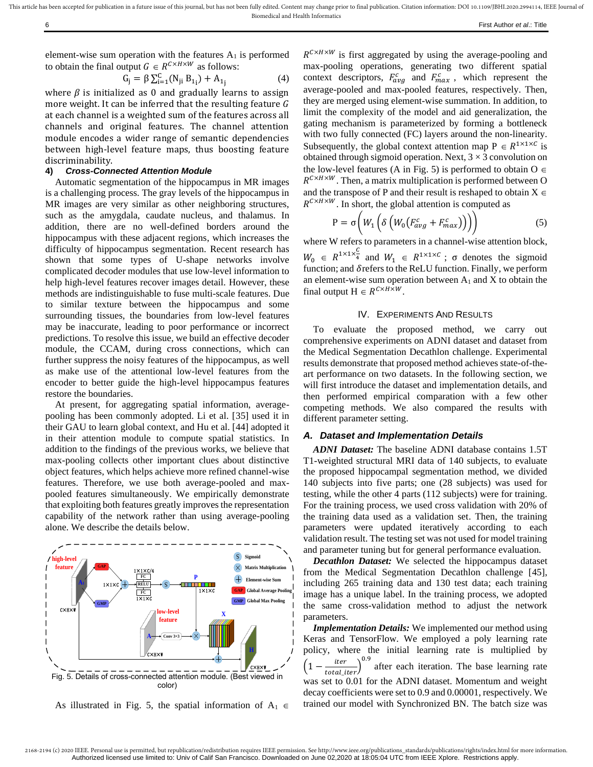element-wise sum operation with the features $A_1$ is performed to obtain the final output $G \in R^{C \times H \times W}$ as follows:

$$G_j = \beta \sum_{i=1}^{C} (N_{ji} B_{1_i}) + A_{1_j} \quad (4)$$

where $\beta$ is initialized as 0 and gradually learns to assign more weight. It can be inferred that the resulting feature $G$ at each channel is a weighted sum of the features across all channels and original features. The channel attention module encodes a wider range of semantic dependencies between high-level feature maps, thus boosting feature discriminability.

#### 4) *Cross-Connected Attention Module*

Automatic segmentation of the hippocampus in MR images is a challenging process. The gray levels of the hippocampus in MR images are very similar as other neighboring structures, such as the amygdala, caudate nucleus, and thalamus. In addition, there are no well-defined borders around the hippocampus with these adjacent regions, which increases the difficulty of hippocampus segmentation. Recent research has shown that some types of U-shape networks involve complicated decoder modules that use low-level information to help high-level features recover images detail. However, these methods are indistinguishable to fuse multi-scale features. Due to similar texture between the hippocampus and some surrounding tissues, the boundaries from low-level features may be inaccurate, leading to poor performance or incorrect predictions. To resolve this issue, we build an effective decoder module, the CCAM, during cross connections, which can further suppress the noisy features of the hippocampus, as well as make use of the attentional low-level features from the encoder to better guide the high-level hippocampus features restore the boundaries.

At present, for aggregating spatial information, average-pooling has been commonly adopted. Li et al. [35] used it in their GAU to learn global context, and Hu et al. [44] adopted it in their attention module to compute spatial statistics. In addition to the findings of the previous works, we believe that max-pooling collects other important clues about distinctive object features, which helps achieve more refined channel-wise features. Therefore, we use both average-pooled and max-pooled features simultaneously. We empirically demonstrate that exploiting both features greatly improves the representation capability of the network rather than using average-pooling alone. We describe the details below.

Fig. 5. Details of cross-connected attention module. (Best viewed in color)

As illustrated in Fig. 5, the spatial information of $A_1 \in R^{C \times H \times W}$ is first aggregated by using the average-pooling and max-pooling operations, generating two different spatial context descriptors, $F_{avg}^{c}$ and $F_{max}^{c}$, which represent the average-pooled and max-pooled features, respectively. Then, they are merged using element-wise summation. In addition, to limit the complexity of the model and aid generalization, the gating mechanism is parameterized by forming a bottleneck with two fully connected (FC) layers around the non-linearity. Subsequently, the global context attention map $P \in R^{1 \times 1 \times C}$ is obtained through sigmoid operation. Next, $3 \times 3$ convolution on the low-level features (A in Fig. 5) is performed to obtain $O \in R^{C \times H \times W}$. Then, a matrix multiplication is performed between O and the transpose of P and their result is reshaped to obtain $X \in R^{C \times H \times W}$. In short, the global attention is computed as

$$P = \sigma\left(W_1\left(\delta\left(W_0\left(F_{avg}^{c} + F_{max}^{c}\right)\right)\right)\right) \quad (5)$$

where W refers to parameters in a channel-wise attention block, $W_0 \in R^{1 \times 1 \times \frac{C}{4}}$ and $W_1 \in R^{1 \times 1 \times C}$; $\sigma$ denotes the sigmoid function; and $\delta$ refers to the ReLU function. Finally, we perform an element-wise sum operation between $A_1$ and X to obtain the final output $H \in R^{C \times H \times W}$.

## IV. Experiments And Results

To evaluate the proposed method, we carry out comprehensive experiments on ADNI dataset and dataset from the Medical Segmentation Decathlon challenge. Experimental results demonstrate that proposed method achieves state-of-the-art performance on two datasets. In the following section, we will first introduce the dataset and implementation details, and then performed empirical comparation with a few other competing methods. We also compared the results with different parameter setting.

### *A. Dataset and Implementation Details*

***ADNI Dataset:*** The baseline ADNI database contains 1.5T T1-weighted structural MRI data of 140 subjects, to evaluate the proposed hippocampal segmentation method, we divided 140 subjects into five parts; one (28 subjects) was used for testing, while the other 4 parts (112 subjects) were for training. For the training process, we used cross validation with 20% of the training data used as a validation set. Then, the training parameters were updated iteratively according to each validation result. The testing set was not used for model training and parameter tuning but for general performance evaluation.

***Decathlon Dataset:*** We selected the hippocampus dataset from the Medical Segmentation Decathlon challenge [45], including 265 training data and 130 test data; each training image has a unique label. In the training process, we adopted the same cross-validation method to adjust the network parameters.

***Implementation Details:*** We implemented our method using Keras and TensorFlow. We employed a poly learning rate policy, where the initial learning rate is multiplied by $\left(1 - \frac{iter}{total\_iter}\right)^{0.9}$ after each iteration. The base learning rate was set to 0.01 for the ADNI dataset. Momentum and weight decay coefficients were set to 0.9 and 0.00001, respectively. We trained our model with Synchronized BN. The batch size was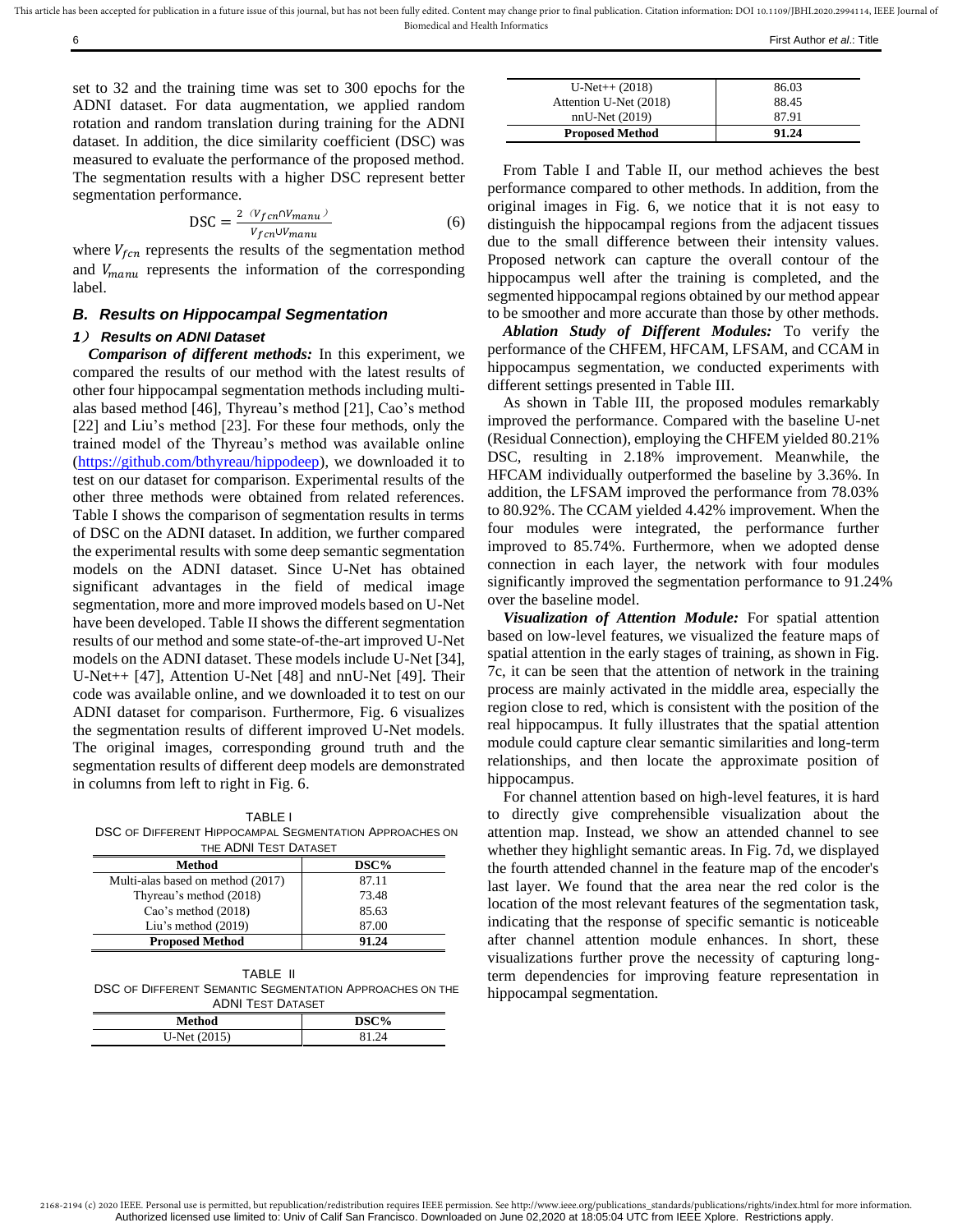set to 32 and the training time was set to 300 epochs for the ADNI dataset. For data augmentation, we applied random rotation and random translation during training for the ADNI dataset. In addition, the dice similarity coefficient (DSC) was measured to evaluate the performance of the proposed method. The segmentation results with a higher DSC represent better segmentation performance.

$$\mathrm{DSC} = \frac{2\ (V_{fcn} \cap V_{manu})}{V_{fcn} \cup V_{manu}} \tag{6}$$

where $V_{fcn}$ represents the results of the segmentation method and $V_{manu}$ represents the information of the corresponding label.

### *B. Results on Hippocampal Segmentation*

#### *1*） *Results on ADNI Dataset*

***Comparison of different methods:*** In this experiment, we compared the results of our method with the latest results of other four hippocampal segmentation methods including multi-alas based method [46], Thyreau's method [21], Cao's method [22] and Liu's method [23]. For these four methods, only the trained model of the Thyreau's method was available online (https://github.com/bthyreau/hippodeep), we downloaded it to test on our dataset for comparison. Experimental results of the other three methods were obtained from related references. Table I shows the comparison of segmentation results in terms of DSC on the ADNI dataset. In addition, we further compared the experimental results with some deep semantic segmentation models on the ADNI dataset. Since U-Net has obtained significant advantages in the field of medical image segmentation, more and more improved models based on U-Net have been developed. Table II shows the different segmentation results of our method and some state-of-the-art improved U-Net models on the ADNI dataset. These models include U-Net [34], U-Net++ [47], Attention U-Net [48] and nnU-Net [49]. Their code was available online, and we downloaded it to test on our ADNI dataset for comparison. Furthermore, Fig. 6 visualizes the segmentation results of different improved U-Net models. The original images, corresponding ground truth and the segmentation results of different deep models are demonstrated in columns from left to right in Fig. 6.

TABLE I
DSC OF DIFFERENT HIPPOCAMPAL SEGMENTATION APPROACHES ON THE ADNI TEST DATASET

| Method | DSC% |
|---|---|
| Multi-alas based on method (2017) | 87.11 |
| Thyreau's method (2018) | 73.48 |
| Cao's method (2018) | 85.63 |
| Liu's method (2019) | 87.00 |
| **Proposed Method** | **91.24** |

TABLE II
DSC OF DIFFERENT SEMANTIC SEGMENTATION APPROACHES ON THE ADNI TEST DATASET

| Method | DSC% |
|---|---|
| U-Net (2015) | 81.24 |
| U-Net++ (2018) | 86.03 |
| Attention U-Net (2018) | 88.45 |
| nnU-Net (2019) | 87.91 |
| **Proposed Method** | **91.24** |

From Table I and Table II, our method achieves the best performance compared to other methods. In addition, from the original images in Fig. 6, we notice that it is not easy to distinguish the hippocampal regions from the adjacent tissues due to the small difference between their intensity values. Proposed network can capture the overall contour of the hippocampus well after the training is completed, and the segmented hippocampal regions obtained by our method appear to be smoother and more accurate than those by other methods.

***Ablation Study of Different Modules:*** To verify the performance of the CHFEM, HFCAM, LFSAM, and CCAM in hippocampus segmentation, we conducted experiments with different settings presented in Table III.

As shown in Table III, the proposed modules remarkably improved the performance. Compared with the baseline U-net (Residual Connection), employing the CHFEM yielded 80.21% DSC, resulting in 2.18% improvement. Meanwhile, the HFCAM individually outperformed the baseline by 3.36%. In addition, the LFSAM improved the performance from 78.03% to 80.92%. The CCAM yielded 4.42% improvement. When the four modules were integrated, the performance further improved to 85.74%. Furthermore, when we adopted dense connection in each layer, the network with four modules significantly improved the segmentation performance to 91.24% over the baseline model.

***Visualization of Attention Module:*** For spatial attention based on low-level features, we visualized the feature maps of spatial attention in the early stages of training, as shown in Fig. 7c, it can be seen that the attention of network in the training process are mainly activated in the middle area, especially the region close to red, which is consistent with the position of the real hippocampus. It fully illustrates that the spatial attention module could capture clear semantic similarities and long-term relationships, and then locate the approximate position of hippocampus.

For channel attention based on high-level features, it is hard to directly give comprehensible visualization about the attention map. Instead, we show an attended channel to see whether they highlight semantic areas. In Fig. 7d, we displayed the fourth attended channel in the feature map of the encoder's last layer. We found that the area near the red color is the location of the most relevant features of the segmentation task, indicating that the response of specific semantic is noticeable after channel attention module enhances. In short, these visualizations further prove the necessity of capturing long-term dependencies for improving feature representation in hippocampal segmentation.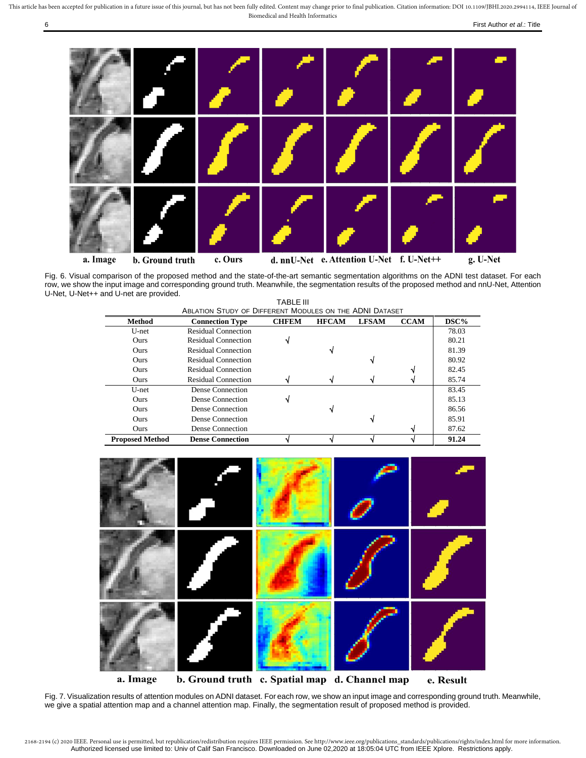a. Image b. Ground truth c. Ours d. nnU-Net e. Attention U-Net f. U-Net++ g. U-Net

Fig. 6. Visual comparison of the proposed method and the state-of-the-art semantic segmentation algorithms on the ADNI test dataset. For each row, we show the input image and corresponding ground truth. Meanwhile, the segmentation results of the proposed method and nnU-Net, Attention U-Net, U-Net++ and U-net are provided.

TABLE III
ABLATION STUDY OF DIFFERENT MODULES ON THE ADNI DATASET

| Method | Connection Type | CHFEM | HFCAM | LFSAM | CCAM | DSC% |
|---|---|---|---|---|---|---|
| U-net | Residual Connection | | | | | 78.03 |
| Ours | Residual Connection | √ | | | | 80.21 |
| Ours | Residual Connection | | √ | | | 81.39 |
| Ours | Residual Connection | | | √ | | 80.92 |
| Ours | Residual Connection | | | | √ | 82.45 |
| Ours | Residual Connection | √ | √ | √ | √ | 85.74 |
| U-net | Dense Connection | | | | | 83.45 |
| Ours | Dense Connection | √ | | | | 85.13 |
| Ours | Dense Connection | | √ | | | 86.56 |
| Ours | Dense Connection | | | √ | | 85.91 |
| Ours | Dense Connection | | | | √ | 87.62 |
| **Proposed Method** | **Dense Connection** | √ | √ | √ | √ | **91.24** |

a. Image b. Ground truth c. Spatial map d. Channel map e. Result

Fig. 7. Visualization results of attention modules on ADNI dataset. For each row, we show an input image and corresponding ground truth. Meanwhile, we give a spatial attention map and a channel attention map. Finally, the segmentation result of proposed method is provided.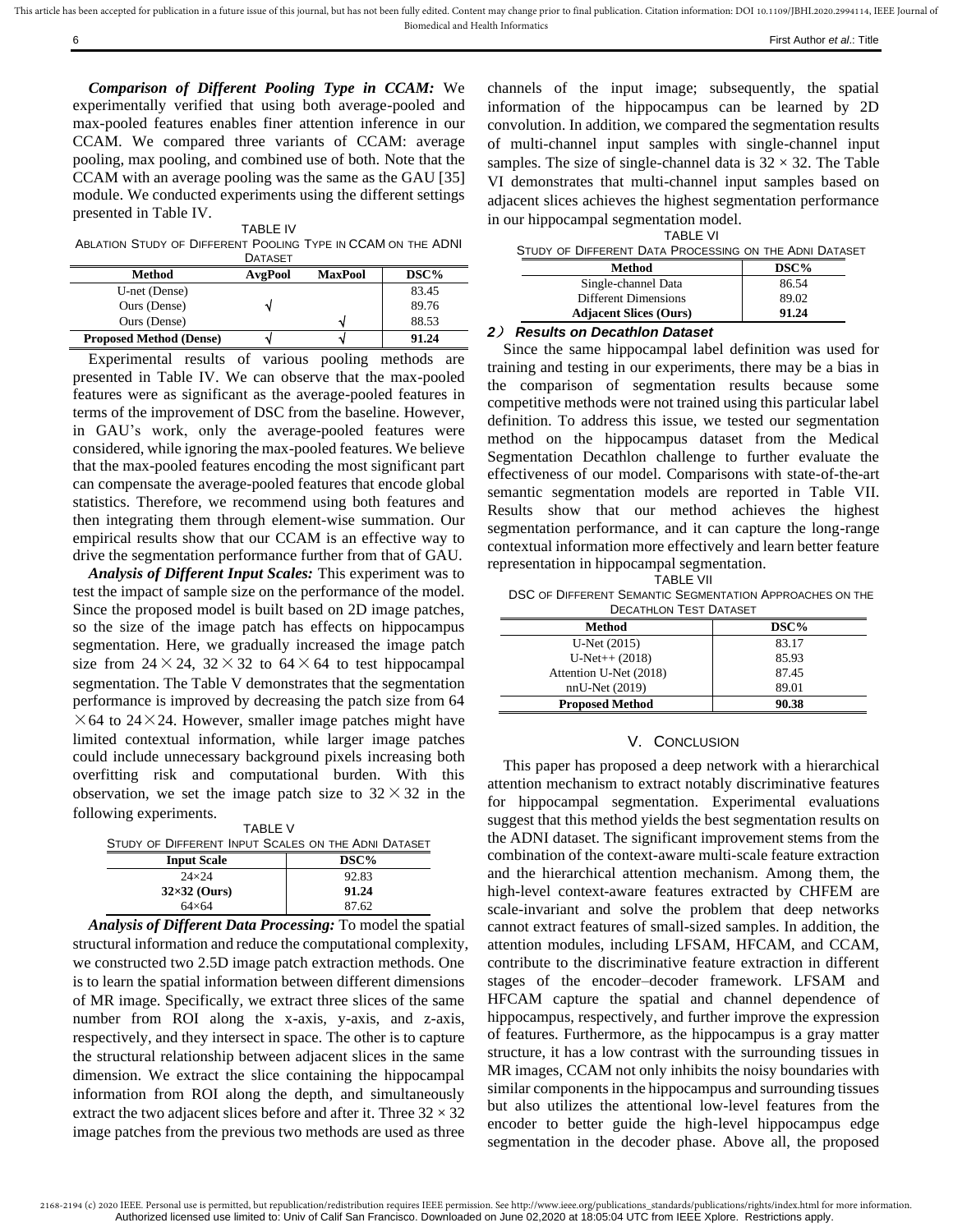***Comparison of Different Pooling Type in CCAM:*** We experimentally verified that using both average-pooled and max-pooled features enables finer attention inference in our CCAM. We compared three variants of CCAM: average pooling, max pooling, and combined use of both. Note that the CCAM with an average pooling was the same as the GAU [35] module. We conducted experiments using the different settings presented in Table IV.

TABLE IV
ABLATION STUDY OF DIFFERENT POOLING TYPE IN CCAM ON THE ADNI DATASET

| Method | AvgPool | MaxPool | DSC% |
|---|---|---|---|
| U-net (Dense) | | | 83.45 |
| Ours (Dense) | √ | | 89.76 |
| Ours (Dense) | | √ | 88.53 |
| **Proposed Method (Dense)** | √ | √ | **91.24** |

Experimental results of various pooling methods are presented in Table IV. We can observe that the max-pooled features were as significant as the average-pooled features in terms of the improvement of DSC from the baseline. However, in GAU's work, only the average-pooled features were considered, while ignoring the max-pooled features. We believe that the max-pooled features encoding the most significant part can compensate the average-pooled features that encode global statistics. Therefore, we recommend using both features and then integrating them through element-wise summation. Our empirical results show that our CCAM is an effective way to drive the segmentation performance further from that of GAU.

***Analysis of Different Input Scales:*** This experiment was to test the impact of sample size on the performance of the model. Since the proposed model is built based on 2D image patches, so the size of the image patch has effects on hippocampus segmentation. Here, we gradually increased the image patch size from $24\times24$, $32\times32$ to $64\times64$ to test hippocampal segmentation. The Table V demonstrates that the segmentation performance is improved by decreasing the patch size from $64\times64$ to $24\times24$. However, smaller image patches might have limited contextual information, while larger image patches could include unnecessary background pixels increasing both overfitting risk and computational burden. With this observation, we set the image patch size to $32\times32$ in the following experiments.

TABLE V
STUDY OF DIFFERENT INPUT SCALES ON THE ADNI DATASET

| Input Scale | DSC% |
|---|---|
| 24×24 | 92.83 |
| **32×32 (Ours)** | **91.24** |
| 64×64 | 87.62 |

***Analysis of Different Data Processing:*** To model the spatial structural information and reduce the computational complexity, we constructed two 2.5D image patch extraction methods. One is to learn the spatial information between different dimensions of MR image. Specifically, we extract three slices of the same number from ROI along the x-axis, y-axis, and z-axis, respectively, and they intersect in space. The other is to capture the structural relationship between adjacent slices in the same dimension. We extract the slice containing the hippocampal information from ROI along the depth, and simultaneously extract the two adjacent slices before and after it. Three $32\times32$ image patches from the previous two methods are used as three channels of the input image; subsequently, the spatial information of the hippocampus can be learned by 2D convolution. In addition, we compared the segmentation results of multi-channel input samples with single-channel input samples. The size of single-channel data is $32\times32$. The Table VI demonstrates that multi-channel input samples based on adjacent slices achieves the highest segmentation performance in our hippocampal segmentation model.

TABLE VI
STUDY OF DIFFERENT DATA PROCESSING ON THE ADNI DATASET

| Method | DSC% |
|---|---|
| Single-channel Data | 86.54 |
| Different Dimensions | 89.02 |
| **Adjacent Slices (Ours)** | **91.24** |

### 2） *Results on Decathlon Dataset*

Since the same hippocampal label definition was used for training and testing in our experiments, there may be a bias in the comparison of segmentation results because some competitive methods were not trained using this particular label definition. To address this issue, we tested our segmentation method on the hippocampus dataset from the Medical Segmentation Decathlon challenge to further evaluate the effectiveness of our model. Comparisons with state-of-the-art semantic segmentation models are reported in Table VII. Results show that our method achieves the highest segmentation performance, and it can capture the long-range contextual information more effectively and learn better feature representation in hippocampal segmentation.

TABLE VII
DSC OF DIFFERENT SEMANTIC SEGMENTATION APPROACHES ON THE DECATHLON TEST DATASET

| Method | DSC% |
|---|---|
| U-Net (2015) | 83.17 |
| U-Net++ (2018) | 85.93 |
| Attention U-Net (2018) | 87.45 |
| nnU-Net (2019) | 89.01 |
| **Proposed Method** | **90.38** |

## V. CONCLUSION

This paper has proposed a deep network with a hierarchical attention mechanism to extract notably discriminative features for hippocampal segmentation. Experimental evaluations suggest that this method yields the best segmentation results on the ADNI dataset. The significant improvement stems from the combination of the context-aware multi-scale feature extraction and the hierarchical attention mechanism. Among them, the high-level context-aware features extracted by CHFEM are scale-invariant and solve the problem that deep networks cannot extract features of small-sized samples. In addition, the attention modules, including LFSAM, HFCAM, and CCAM, contribute to the discriminative feature extraction in different stages of the encoder–decoder framework. LFSAM and HFCAM capture the spatial and channel dependence of hippocampus, respectively, and further improve the expression of features. Furthermore, as the hippocampus is a gray matter structure, it has a low contrast with the surrounding tissues in MR images, CCAM not only inhibits the noisy boundaries with similar components in the hippocampus and surrounding tissues but also utilizes the attentional low-level features from the encoder to better guide the high-level hippocampus edge segmentation in the decoder phase. Above all, the proposed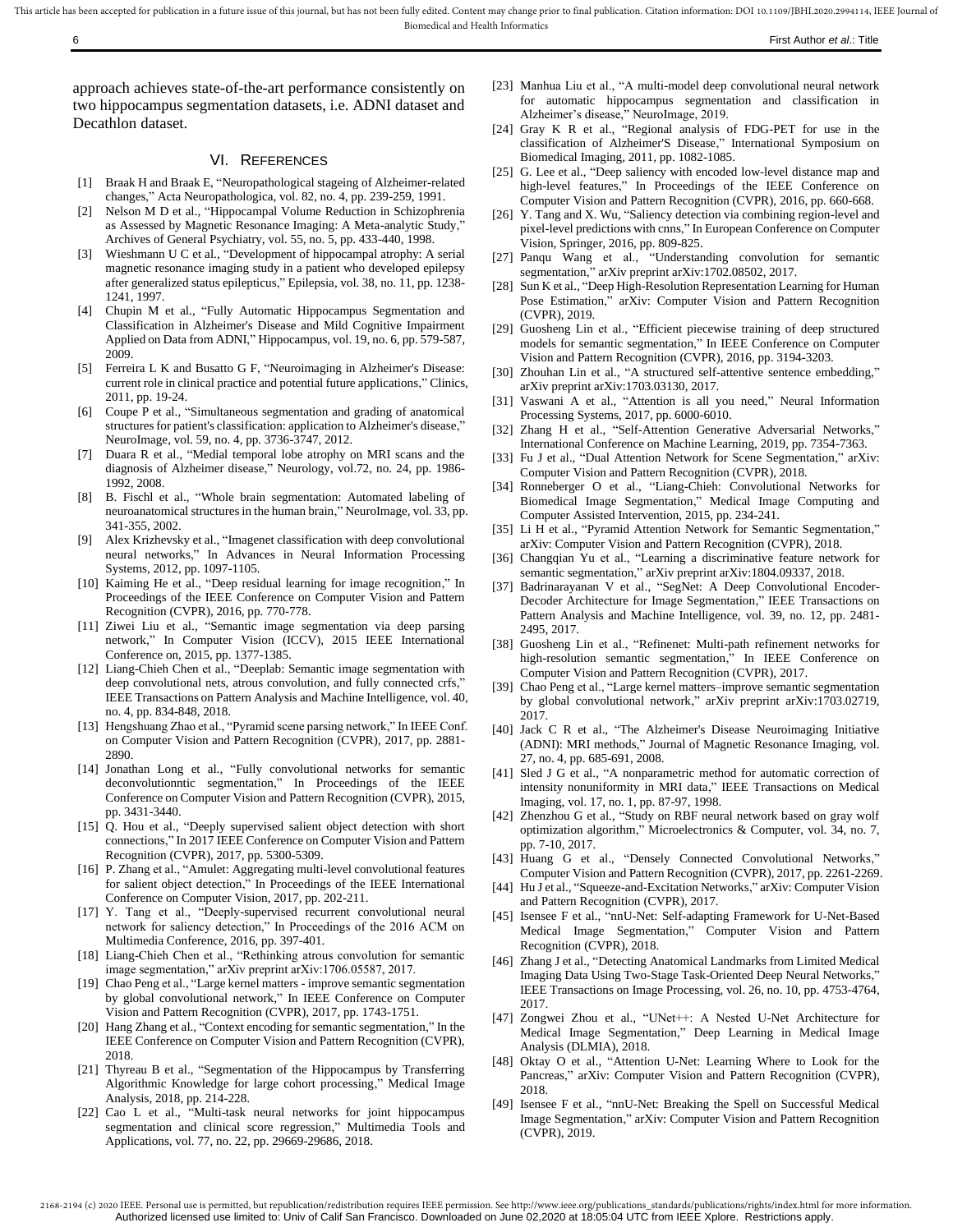approach achieves state-of-the-art performance consistently on two hippocampus segmentation datasets, i.e. ADNI dataset and Decathlon dataset.

## VI. References

[1] Braak H and Braak E, "Neuropathological stageing of Alzheimer-related changes," Acta Neuropathologica, vol. 82, no. 4, pp. 239-259, 1991.

[2] Nelson M D et al., "Hippocampal Volume Reduction in Schizophrenia as Assessed by Magnetic Resonance Imaging: A Meta-analytic Study," Archives of General Psychiatry, vol. 55, no. 5, pp. 433-440, 1998.

[3] Wieshmann U C et al., "Development of hippocampal atrophy: A serial magnetic resonance imaging study in a patient who developed epilepsy after generalized status epilepticus," Epilepsia, vol. 38, no. 11, pp. 1238-1241, 1997.

[4] Chupin M et al., "Fully Automatic Hippocampus Segmentation and Classification in Alzheimer's Disease and Mild Cognitive Impairment Applied on Data from ADNI," Hippocampus, vol. 19, no. 6, pp. 579-587, 2009.

[5] Ferreira L K and Busatto G F, "Neuroimaging in Alzheimer's Disease: current role in clinical practice and potential future applications," Clinics, 2011, pp. 19-24.

[6] Coupe P et al., "Simultaneous segmentation and grading of anatomical structures for patient's classification: application to Alzheimer's disease," NeuroImage, vol. 59, no. 4, pp. 3736-3747, 2012.

[7] Duara R et al., "Medial temporal lobe atrophy on MRI scans and the diagnosis of Alzheimer disease," Neurology, vol.72, no. 24, pp. 1986-1992, 2008.

[8] B. Fischl et al., "Whole brain segmentation: Automated labeling of neuroanatomical structures in the human brain," NeuroImage, vol. 33, pp. 341-355, 2002.

[9] Alex Krizhevsky et al., "Imagenet classification with deep convolutional neural networks," In Advances in Neural Information Processing Systems, 2012, pp. 1097-1105.

[10] Kaiming He et al., "Deep residual learning for image recognition," In Proceedings of the IEEE Conference on Computer Vision and Pattern Recognition (CVPR), 2016, pp. 770-778.

[11] Ziwei Liu et al., "Semantic image segmentation via deep parsing network," In Computer Vision (ICCV), 2015 IEEE International Conference on, 2015, pp. 1377-1385.

[12] Liang-Chieh Chen et al., "Deeplab: Semantic image segmentation with deep convolutional nets, atrous convolution, and fully connected crfs," IEEE Transactions on Pattern Analysis and Machine Intelligence, vol. 40, no. 4, pp. 834-848, 2018.

[13] Hengshuang Zhao et al., "Pyramid scene parsing network," In IEEE Conf. on Computer Vision and Pattern Recognition (CVPR), 2017, pp. 2881-2890.

[14] Jonathan Long et al., "Fully convolutional networks for semantic deconvolutionntic segmentation," In Proceedings of the IEEE Conference on Computer Vision and Pattern Recognition (CVPR), 2015, pp. 3431-3440.

[15] Q. Hou et al., "Deeply supervised salient object detection with short connections," In 2017 IEEE Conference on Computer Vision and Pattern Recognition (CVPR), 2017, pp. 5300-5309.

[16] P. Zhang et al., "Amulet: Aggregating multi-level convolutional features for salient object detection," In Proceedings of the IEEE International Conference on Computer Vision, 2017, pp. 202-211.

[17] Y. Tang et al., "Deeply-supervised recurrent convolutional neural network for saliency detection," In Proceedings of the 2016 ACM on Multimedia Conference, 2016, pp. 397-401.

[18] Liang-Chieh Chen et al., "Rethinking atrous convolution for semantic image segmentation," arXiv preprint arXiv:1706.05587, 2017.

[19] Chao Peng et al., "Large kernel matters - improve semantic segmentation by global convolutional network," In IEEE Conference on Computer Vision and Pattern Recognition (CVPR), 2017, pp. 1743-1751.

[20] Hang Zhang et al., "Context encoding for semantic segmentation," In the IEEE Conference on Computer Vision and Pattern Recognition (CVPR), 2018.

[21] Thyreau B et al., "Segmentation of the Hippocampus by Transferring Algorithmic Knowledge for large cohort processing," Medical Image Analysis, 2018, pp. 214-228.

[22] Cao L et al., "Multi-task neural networks for joint hippocampus segmentation and clinical score regression," Multimedia Tools and Applications, vol. 77, no. 22, pp. 29669-29686, 2018.

[23] Manhua Liu et al., "A multi-model deep convolutional neural network for automatic hippocampus segmentation and classification in Alzheimer's disease," NeuroImage, 2019.

[24] Gray K R et al., "Regional analysis of FDG-PET for use in the classification of Alzheimer'S Disease," International Symposium on Biomedical Imaging, 2011, pp. 1082-1085.

[25] G. Lee et al., "Deep saliency with encoded low-level distance map and high-level features," In Proceedings of the IEEE Conference on Computer Vision and Pattern Recognition (CVPR), 2016, pp. 660-668.

[26] Y. Tang and X. Wu, "Saliency detection via combining region-level and pixel-level predictions with cnns," In European Conference on Computer Vision, Springer, 2016, pp. 809-825.

[27] Panqu Wang et al., "Understanding convolution for semantic segmentation," arXiv preprint arXiv:1702.08502, 2017.

[28] Sun K et al., "Deep High-Resolution Representation Learning for Human Pose Estimation," arXiv: Computer Vision and Pattern Recognition (CVPR), 2019.

[29] Guosheng Lin et al., "Efficient piecewise training of deep structured models for semantic segmentation," In IEEE Conference on Computer Vision and Pattern Recognition (CVPR), 2016, pp. 3194-3203.

[30] Zhouhan Lin et al., "A structured self-attentive sentence embedding," arXiv preprint arXiv:1703.03130, 2017.

[31] Vaswani A et al., "Attention is all you need," Neural Information Processing Systems, 2017, pp. 6000-6010.

[32] Zhang H et al., "Self-Attention Generative Adversarial Networks," International Conference on Machine Learning, 2019, pp. 7354-7363.

[33] Fu J et al., "Dual Attention Network for Scene Segmentation," arXiv: Computer Vision and Pattern Recognition (CVPR), 2018.

[34] Ronneberger O et al., "Liang-Chieh: Convolutional Networks for Biomedical Image Segmentation," Medical Image Computing and Computer Assisted Intervention, 2015, pp. 234-241.

[35] Li H et al., "Pyramid Attention Network for Semantic Segmentation," arXiv: Computer Vision and Pattern Recognition (CVPR), 2018.

[36] Changqian Yu et al., "Learning a discriminative feature network for semantic segmentation," arXiv preprint arXiv:1804.09337, 2018.

[37] Badrinarayanan V et al., "SegNet: A Deep Convolutional Encoder-Decoder Architecture for Image Segmentation," IEEE Transactions on Pattern Analysis and Machine Intelligence, vol. 39, no. 12, pp. 2481-2495, 2017.

[38] Guosheng Lin et al., "Refinenet: Multi-path refinement networks for high-resolution semantic segmentation," In IEEE Conference on Computer Vision and Pattern Recognition (CVPR), 2017.

[39] Chao Peng et al., "Large kernel matters–improve semantic segmentation by global convolutional network," arXiv preprint arXiv:1703.02719, 2017.

[40] Jack C R et al., "The Alzheimer's Disease Neuroimaging Initiative (ADNI): MRI methods," Journal of Magnetic Resonance Imaging, vol. 27, no. 4, pp. 685-691, 2008.

[41] Sled J G et al., "A nonparametric method for automatic correction of intensity nonuniformity in MRI data," IEEE Transactions on Medical Imaging, vol. 17, no. 1, pp. 87-97, 1998.

[42] Zhenzhou G et al., "Study on RBF neural network based on gray wolf optimization algorithm," Microelectronics & Computer, vol. 34, no. 7, pp. 7-10, 2017.

[43] Huang G et al., "Densely Connected Convolutional Networks," Computer Vision and Pattern Recognition (CVPR), 2017, pp. 2261-2269.

[44] Hu J et al., "Squeeze-and-Excitation Networks," arXiv: Computer Vision and Pattern Recognition (CVPR), 2017.

[45] Isensee F et al., "nnU-Net: Self-adapting Framework for U-Net-Based Medical Image Segmentation," Computer Vision and Pattern Recognition (CVPR), 2018.

[46] Zhang J et al., "Detecting Anatomical Landmarks from Limited Medical Imaging Data Using Two-Stage Task-Oriented Deep Neural Networks," IEEE Transactions on Image Processing, vol. 26, no. 10, pp. 4753-4764, 2017.

[47] Zongwei Zhou et al., "UNet++: A Nested U-Net Architecture for Medical Image Segmentation," Deep Learning in Medical Image Analysis (DLMIA), 2018.

[48] Oktay O et al., "Attention U-Net: Learning Where to Look for the Pancreas," arXiv: Computer Vision and Pattern Recognition (CVPR), 2018.

[49] Isensee F et al., "nnU-Net: Breaking the Spell on Successful Medical Image Segmentation," arXiv: Computer Vision and Pattern Recognition (CVPR), 2019.